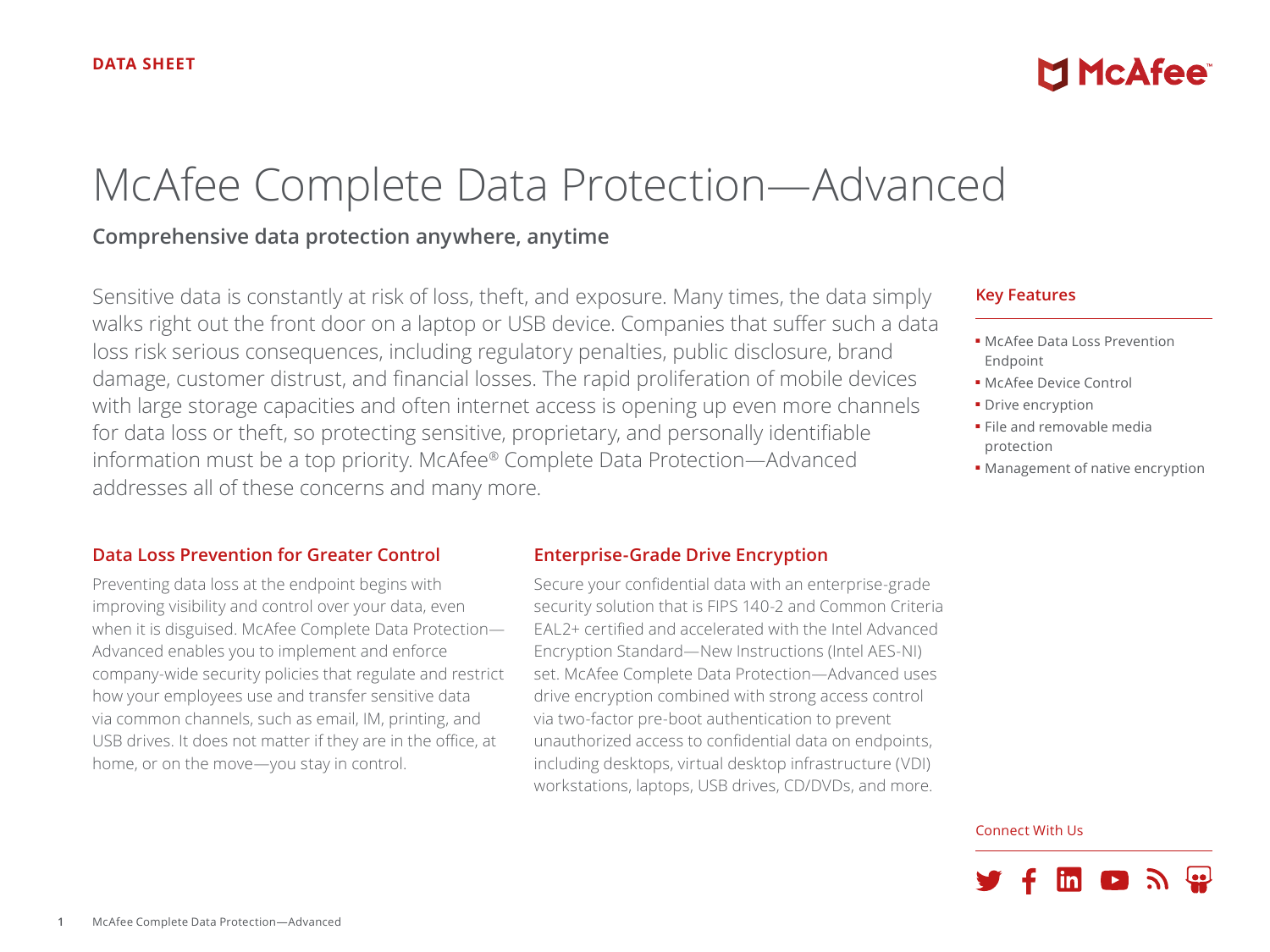DATA SHEET

# McAfee Complete Data Protection—Advanced

## Comprehensive data protection anywhere, anytime

Sensitive data is constantly at risk of loss, theft, and exposure. Many times, the data simply walks right out the front door on a laptop or USB device. Companies that suffer such a data loss risk serious consequences, including regulatory penalties, public disclosure, brand damage, customer distrust, and financial losses. The rapid proliferation of mobile devices with large storage capacities and often internet access is opening up even more channels for data loss or theft, so protecting sensitive, proprietary, and personally identifiable information must be a top priority. McAfee® Complete Data Protection—Advanced addresses all of these concerns and many more.

### Key Features

- McAfee Data Loss Prevention Endpoint
- McAfee Device Control
- Drive encryption
- File and removable media protection
- Management of native encryption

### Data Loss Prevention for Greater Control

Preventing data loss at the endpoint begins with improving visibility and control over your data, even when it is disguised. McAfee Complete Data Protection—Advanced enables you to implement and enforce company-wide security policies that regulate and restrict how your employees use and transfer sensitive data via common channels, such as email, IM, printing, and USB drives. It does not matter if they are in the office, at home, or on the move—you stay in control.

### Enterprise-Grade Drive Encryption

Secure your confidential data with an enterprise-grade security solution that is FIPS 140-2 and Common Criteria EAL2+ certified and accelerated with the Intel Advanced Encryption Standard—New Instructions (Intel AES-NI) set. McAfee Complete Data Protection—Advanced uses drive encryption combined with strong access control via two-factor pre-boot authentication to prevent unauthorized access to confidential data on endpoints, including desktops, virtual desktop infrastructure (VDI) workstations, laptops, USB drives, CD/DVDs, and more.

Connect With Us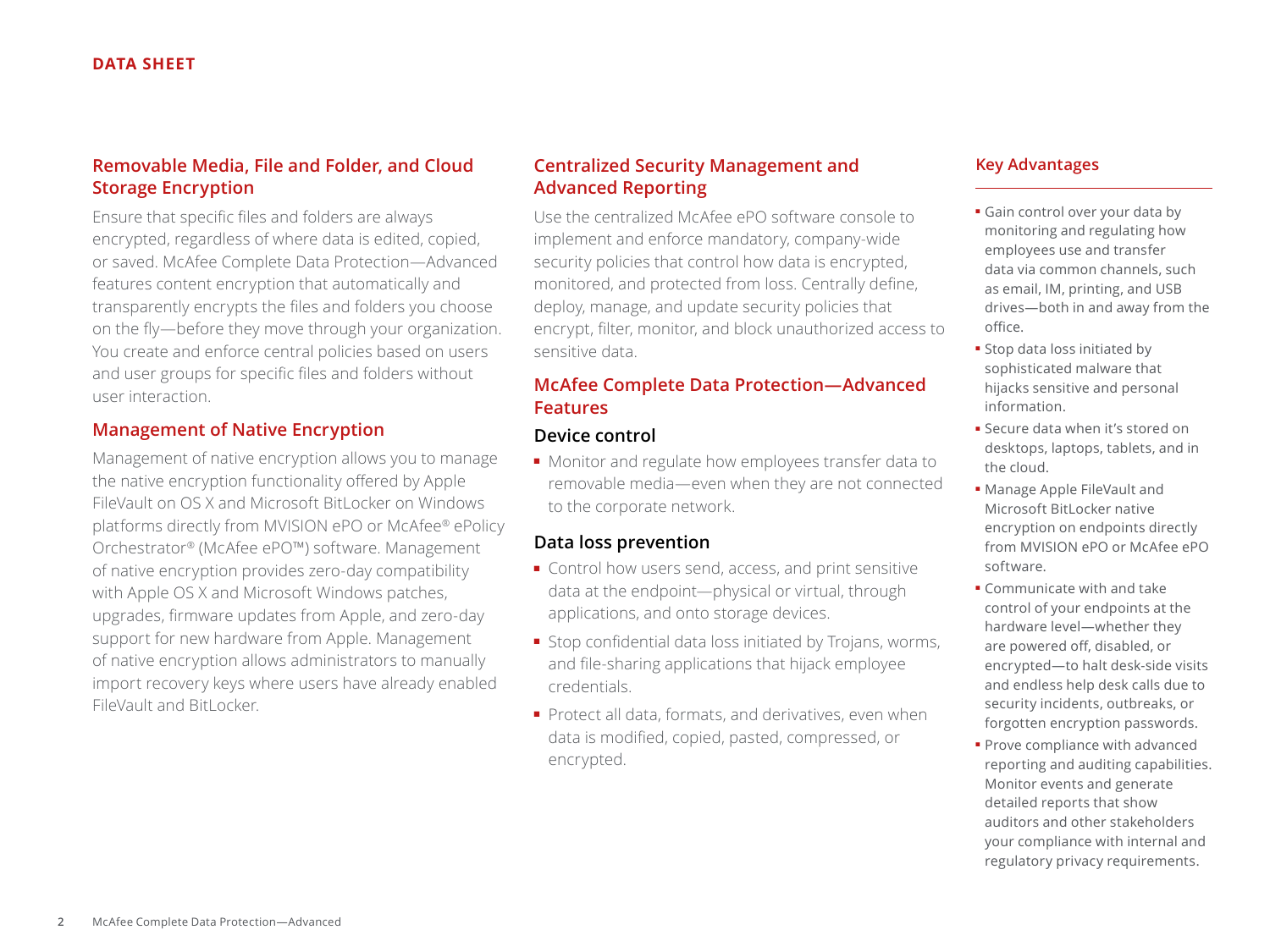## Removable Media, File and Folder, and Cloud Storage Encryption

Ensure that specific files and folders are always encrypted, regardless of where data is edited, copied, or saved. McAfee Complete Data Protection—Advanced features content encryption that automatically and transparently encrypts the files and folders you choose on the fly—before they move through your organization. You create and enforce central policies based on users and user groups for specific files and folders without user interaction.

## Management of Native Encryption

Management of native encryption allows you to manage the native encryption functionality offered by Apple FileVault on OS X and Microsoft BitLocker on Windows platforms directly from MVISION ePO or McAfee® ePolicy Orchestrator® (McAfee ePO™) software. Management of native encryption provides zero-day compatibility with Apple OS X and Microsoft Windows patches, upgrades, firmware updates from Apple, and zero-day support for new hardware from Apple. Management of native encryption allows administrators to manually import recovery keys where users have already enabled FileVault and BitLocker.

## Centralized Security Management and Advanced Reporting

Use the centralized McAfee ePO software console to implement and enforce mandatory, company-wide security policies that control how data is encrypted, monitored, and protected from loss. Centrally define, deploy, manage, and update security policies that encrypt, filter, monitor, and block unauthorized access to sensitive data.

## McAfee Complete Data Protection—Advanced Features

### Device control

- Monitor and regulate how employees transfer data to removable media—even when they are not connected to the corporate network.

### Data loss prevention

- Control how users send, access, and print sensitive data at the endpoint—physical or virtual, through applications, and onto storage devices.
- Stop confidential data loss initiated by Trojans, worms, and file-sharing applications that hijack employee credentials.
- Protect all data, formats, and derivatives, even when data is modified, copied, pasted, compressed, or encrypted.

## Key Advantages

- Gain control over your data by monitoring and regulating how employees use and transfer data via common channels, such as email, IM, printing, and USB drives—both in and away from the office.
- Stop data loss initiated by sophisticated malware that hijacks sensitive and personal information.
- Secure data when it's stored on desktops, laptops, tablets, and in the cloud.
- Manage Apple FileVault and Microsoft BitLocker native encryption on endpoints directly from MVISION ePO or McAfee ePO software.
- Communicate with and take control of your endpoints at the hardware level—whether they are powered off, disabled, or encrypted—to halt desk-side visits and endless help desk calls due to security incidents, outbreaks, or forgotten encryption passwords.
- Prove compliance with advanced reporting and auditing capabilities. Monitor events and generate detailed reports that show auditors and other stakeholders your compliance with internal and regulatory privacy requirements.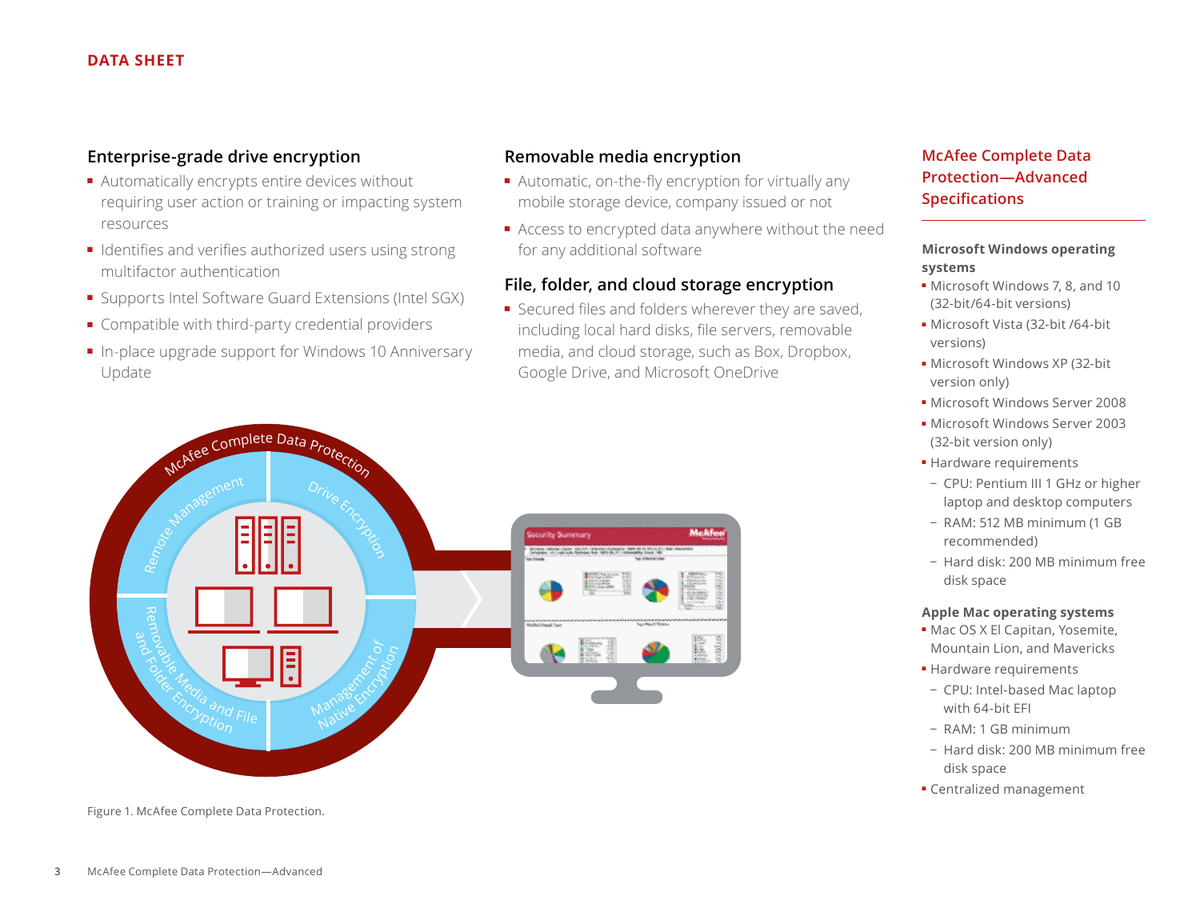## Enterprise-grade drive encryption

- Automatically encrypts entire devices without requiring user action or training or impacting system resources
- Identifies and verifies authorized users using strong multifactor authentication
- Supports Intel Software Guard Extensions (Intel SGX)
- Compatible with third-party credential providers
- In-place upgrade support for Windows 10 Anniversary Update

## Removable media encryption

- Automatic, on-the-fly encryption for virtually any mobile storage device, company issued or not
- Access to encrypted data anywhere without the need for any additional software

## File, folder, and cloud storage encryption

- Secured files and folders wherever they are saved, including local hard disks, file servers, removable media, and cloud storage, such as Box, Dropbox, Google Drive, and Microsoft OneDrive

Figure 1. McAfee Complete Data Protection.

## McAfee Complete Data Protection—Advanced Specifications

**Microsoft Windows operating systems**

- Microsoft Windows 7, 8, and 10 (32-bit/64-bit versions)
- Microsoft Vista (32-bit /64-bit versions)
- Microsoft Windows XP (32-bit version only)
- Microsoft Windows Server 2008
- Microsoft Windows Server 2003 (32-bit version only)
- Hardware requirements
  - CPU: Pentium III 1 GHz or higher laptop and desktop computers
  - RAM: 512 MB minimum (1 GB recommended)
  - Hard disk: 200 MB minimum free disk space

**Apple Mac operating systems**

- Mac OS X El Capitan, Yosemite, Mountain Lion, and Mavericks
- Hardware requirements
  - CPU: Intel-based Mac laptop with 64-bit EFI
  - RAM: 1 GB minimum
  - Hard disk: 200 MB minimum free disk space
- Centralized management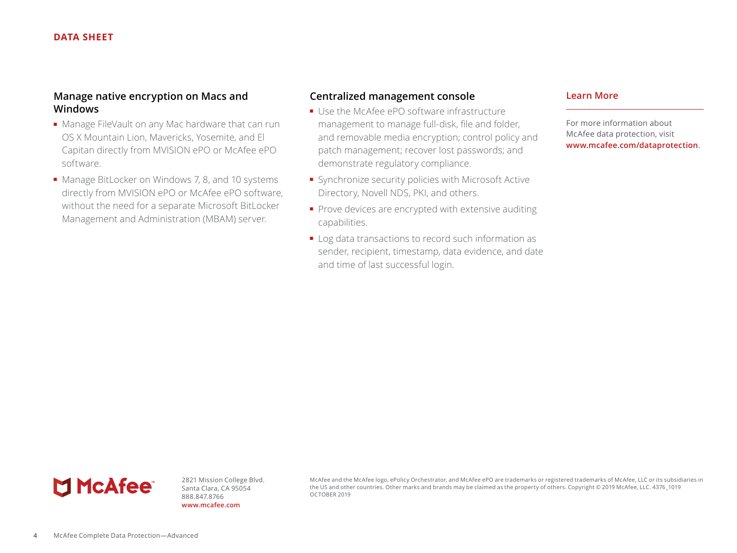### Manage native encryption on Macs and Windows

- Manage FileVault on any Mac hardware that can run OS X Mountain Lion, Mavericks, Yosemite, and El Capitan directly from MVISION ePO or McAfee ePO software.
- Manage BitLocker on Windows 7, 8, and 10 systems directly from MVISION ePO or McAfee ePO software, without the need for a separate Microsoft BitLocker Management and Administration (MBAM) server.

### Centralized management console

- Use the McAfee ePO software infrastructure management to manage full-disk, file and folder, and removable media encryption; control policy and patch management; recover lost passwords; and demonstrate regulatory compliance.
- Synchronize security policies with Microsoft Active Directory, Novell NDS, PKI, and others.
- Prove devices are encrypted with extensive auditing capabilities.
- Log data transactions to record such information as sender, recipient, timestamp, data evidence, and date and time of last successful login.

### Learn More

For more information about McAfee data protection, visit **www.mcafee.com/dataprotection**.

2821 Mission College Blvd.
Santa Clara, CA 95054
888.847.8766
**www.mcafee.com**

McAfee and the McAfee logo, ePolicy Orchestrator, and McAfee ePO are trademarks or registered trademarks of McAfee, LLC or its subsidiaries in the US and other countries. Other marks and brands may be claimed as the property of others. Copyright © 2019 McAfee, LLC. 4376_1019
OCTOBER 2019